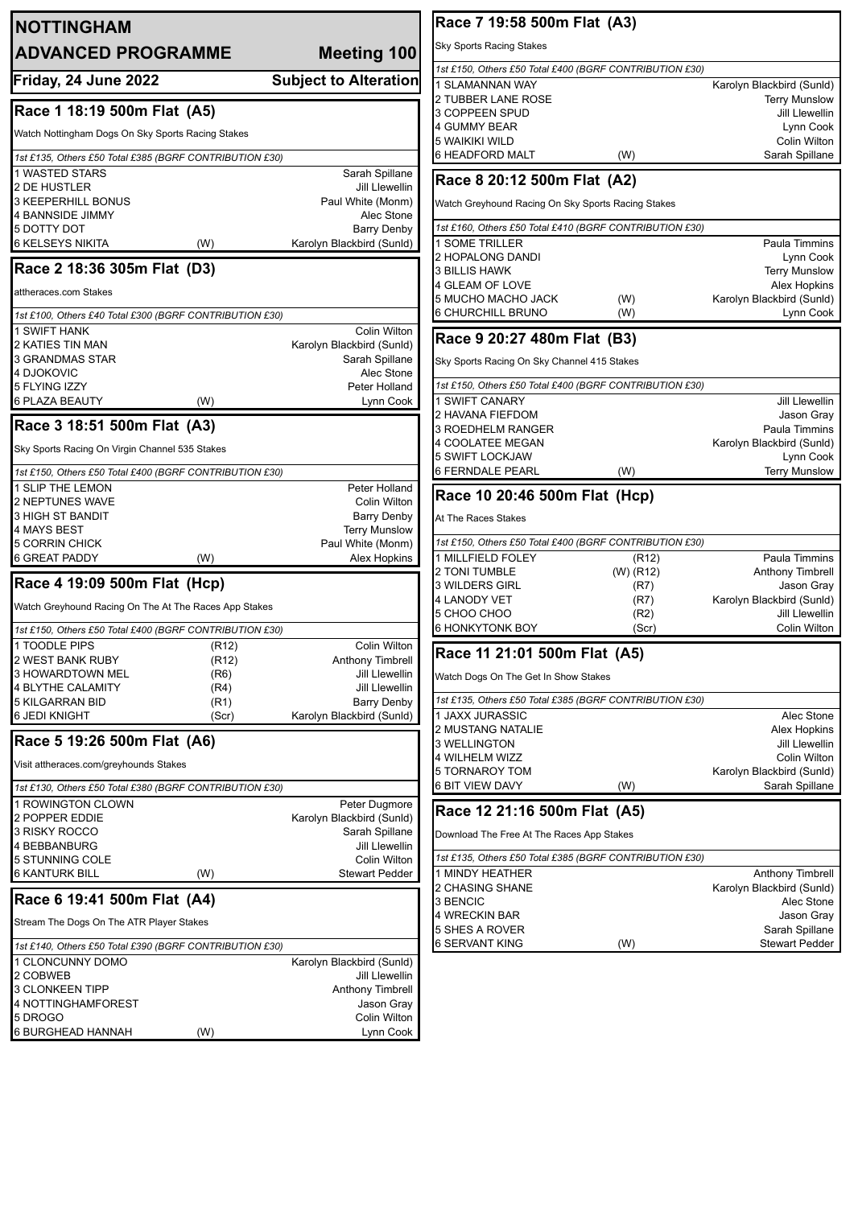# NOTTINGHAM

## ADVANCED PROGRAMME — Meeting 100

**Friday, 24 June 2022** — **Subject to Alteration**

## Race 1 18:19 500m Flat (A5)

Watch Nottingham Dogs On Sky Sports Racing Stakes

*1st £135, Others £50 Total £385 (BGRF CONTRIBUTION £30)*

| Trap | Greyhound | | Trainer |
|---|---|---|---|
| 1 | WASTED STARS | | Sarah Spillane |
| 2 | DE HUSTLER | | Jill Llewellin |
| 3 | KEEPERHILL BONUS | | Paul White (Monm) |
| 4 | BANNSIDE JIMMY | | Alec Stone |
| 5 | DOTTY DOT | | Barry Denby |
| 6 | KELSEYS NIKITA | (W) | Karolyn Blackbird (Sunld) |

## Race 2 18:36 305m Flat (D3)

attheraces.com Stakes

*1st £100, Others £40 Total £300 (BGRF CONTRIBUTION £30)*

| Trap | Greyhound | | Trainer |
|---|---|---|---|
| 1 | SWIFT HANK | | Colin Wilton |
| 2 | KATIES TIN MAN | | Karolyn Blackbird (Sunld) |
| 3 | GRANDMAS STAR | | Sarah Spillane |
| 4 | DJOKOVIC | | Alec Stone |
| 5 | FLYING IZZY | | Peter Holland |
| 6 | PLAZA BEAUTY | (W) | Lynn Cook |

## Race 3 18:51 500m Flat (A3)

Sky Sports Racing On Virgin Channel 535 Stakes

*1st £150, Others £50 Total £400 (BGRF CONTRIBUTION £30)*

| Trap | Greyhound | | Trainer |
|---|---|---|---|
| 1 | SLIP THE LEMON | | Peter Holland |
| 2 | NEPTUNES WAVE | | Colin Wilton |
| 3 | HIGH ST BANDIT | | Barry Denby |
| 4 | MAYS BEST | | Terry Munslow |
| 5 | CORRIN CHICK | | Paul White (Monm) |
| 6 | GREAT PADDY | (W) | Alex Hopkins |

## Race 4 19:09 500m Flat (Hcp)

Watch Greyhound Racing On The At The Races App Stakes

*1st £150, Others £50 Total £400 (BGRF CONTRIBUTION £30)*

| Trap | Greyhound | | Trainer |
|---|---|---|---|
| 1 | TOODLE PIPS | (R12) | Colin Wilton |
| 2 | WEST BANK RUBY | (R12) | Anthony Timbrell |
| 3 | HOWARDTOWN MEL | (R6) | Jill Llewellin |
| 4 | BLYTHE CALAMITY | (R4) | Jill Llewellin |
| 5 | KILGARRAN BID | (R1) | Barry Denby |
| 6 | JEDI KNIGHT | (Scr) | Karolyn Blackbird (Sunld) |

## Race 5 19:26 500m Flat (A6)

Visit attheraces.com/greyhounds Stakes

*1st £130, Others £50 Total £380 (BGRF CONTRIBUTION £30)*

| Trap | Greyhound | | Trainer |
|---|---|---|---|
| 1 | ROWINGTON CLOWN | | Peter Dugmore |
| 2 | POPPER EDDIE | | Karolyn Blackbird (Sunld) |
| 3 | RISKY ROCCO | | Sarah Spillane |
| 4 | BEBBANBURG | | Jill Llewellin |
| 5 | STUNNING COLE | | Colin Wilton |
| 6 | KANTURK BILL | (W) | Stewart Pedder |

## Race 6 19:41 500m Flat (A4)

Stream The Dogs On The ATR Player Stakes

*1st £140, Others £50 Total £390 (BGRF CONTRIBUTION £30)*

| Trap | Greyhound | | Trainer |
|---|---|---|---|
| 1 | CLONCUNNY DOMO | | Karolyn Blackbird (Sunld) |
| 2 | COBWEB | | Jill Llewellin |
| 3 | CLONKEEN TIPP | | Anthony Timbrell |
| 4 | NOTTINGHAMFOREST | | Jason Gray |
| 5 | DROGO | | Colin Wilton |
| 6 | BURGHEAD HANNAH | (W) | Lynn Cook |

## Race 7 19:58 500m Flat (A3)

Sky Sports Racing Stakes

*1st £150, Others £50 Total £400 (BGRF CONTRIBUTION £30)*

| Trap | Greyhound | | Trainer |
|---|---|---|---|
| 1 | SLAMANNAN WAY | | Karolyn Blackbird (Sunld) |
| 2 | TUBBER LANE ROSE | | Terry Munslow |
| 3 | COPPEEN SPUD | | Jill Llewellin |
| 4 | GUMMY BEAR | | Lynn Cook |
| 5 | WAIKIKI WILD | | Colin Wilton |
| 6 | HEADFORD MALT | (W) | Sarah Spillane |

## Race 8 20:12 500m Flat (A2)

Watch Greyhound Racing On Sky Sports Racing Stakes

*1st £160, Others £50 Total £410 (BGRF CONTRIBUTION £30)*

| Trap | Greyhound | | Trainer |
|---|---|---|---|
| 1 | SOME TRILLER | | Paula Timmins |
| 2 | HOPALONG DANDI | | Lynn Cook |
| 3 | BILLIS HAWK | | Terry Munslow |
| 4 | GLEAM OF LOVE | | Alex Hopkins |
| 5 | MUCHO MACHO JACK | (W) | Karolyn Blackbird (Sunld) |
| 6 | CHURCHILL BRUNO | (W) | Lynn Cook |

## Race 9 20:27 480m Flat (B3)

Sky Sports Racing On Sky Channel 415 Stakes

*1st £150, Others £50 Total £400 (BGRF CONTRIBUTION £30)*

| Trap | Greyhound | | Trainer |
|---|---|---|---|
| 1 | SWIFT CANARY | | Jill Llewellin |
| 2 | HAVANA FIEFDOM | | Jason Gray |
| 3 | ROEDHELM RANGER | | Paula Timmins |
| 4 | COOLATEE MEGAN | | Karolyn Blackbird (Sunld) |
| 5 | SWIFT LOCKJAW | | Lynn Cook |
| 6 | FERNDALE PEARL | (W) | Terry Munslow |

## Race 10 20:46 500m Flat (Hcp)

At The Races Stakes

*1st £150, Others £50 Total £400 (BGRF CONTRIBUTION £30)*

| Trap | Greyhound | | Trainer |
|---|---|---|---|
| 1 | MILLFIELD FOLEY | (R12) | Paula Timmins |
| 2 | TONI TUMBLE | (W) (R12) | Anthony Timbrell |
| 3 | WILDERS GIRL | (R7) | Jason Gray |
| 4 | LANODY VET | (R7) | Karolyn Blackbird (Sunld) |
| 5 | CHOO CHOO | (R2) | Jill Llewellin |
| 6 | HONKYTONK BOY | (Scr) | Colin Wilton |

## Race 11 21:01 500m Flat (A5)

Watch Dogs On The Get In Show Stakes

*1st £135, Others £50 Total £385 (BGRF CONTRIBUTION £30)*

| Trap | Greyhound | | Trainer |
|---|---|---|---|
| 1 | JAXX JURASSIC | | Alec Stone |
| 2 | MUSTANG NATALIE | | Alex Hopkins |
| 3 | WELLINGTON | | Jill Llewellin |
| 4 | WILHELM WIZZ | | Colin Wilton |
| 5 | TORNAROY TOM | | Karolyn Blackbird (Sunld) |
| 6 | BIT VIEW DAVY | (W) | Sarah Spillane |

## Race 12 21:16 500m Flat (A5)

Download The Free At The Races App Stakes

*1st £135, Others £50 Total £385 (BGRF CONTRIBUTION £30)*

| Trap | Greyhound | | Trainer |
|---|---|---|---|
| 1 | MINDY HEATHER | | Anthony Timbrell |
| 2 | CHASING SHANE | | Karolyn Blackbird (Sunld) |
| 3 | BENCIC | | Alec Stone |
| 4 | WRECKIN BAR | | Jason Gray |
| 5 | SHES A ROVER | | Sarah Spillane |
| 6 | SERVANT KING | (W) | Stewart Pedder |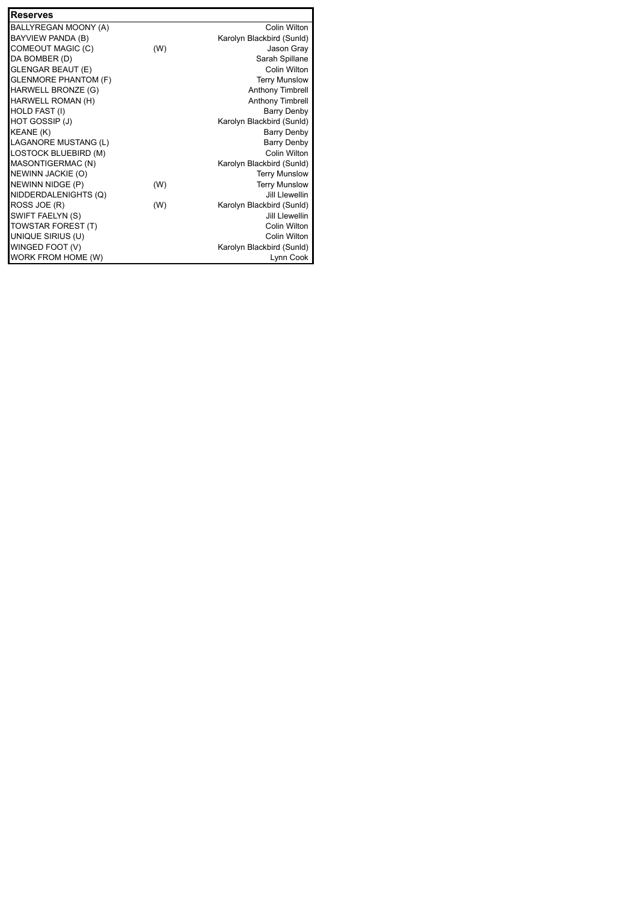| Reserves | | |
|---|---|---|
| BALLYREGAN MOONY (A) | | Colin Wilton |
| BAYVIEW PANDA (B) | | Karolyn Blackbird (Sunld) |
| COMEOUT MAGIC (C) | (W) | Jason Gray |
| DA BOMBER (D) | | Sarah Spillane |
| GLENGAR BEAUT (E) | | Colin Wilton |
| GLENMORE PHANTOM (F) | | Terry Munslow |
| HARWELL BRONZE (G) | | Anthony Timbrell |
| HARWELL ROMAN (H) | | Anthony Timbrell |
| HOLD FAST (I) | | Barry Denby |
| HOT GOSSIP (J) | | Karolyn Blackbird (Sunld) |
| KEANE (K) | | Barry Denby |
| LAGANORE MUSTANG (L) | | Barry Denby |
| LOSTOCK BLUEBIRD (M) | | Colin Wilton |
| MASONTIGERMAC (N) | | Karolyn Blackbird (Sunld) |
| NEWINN JACKIE (O) | | Terry Munslow |
| NEWINN NIDGE (P) | (W) | Terry Munslow |
| NIDDERDALENIGHTS (Q) | | Jill Llewellin |
| ROSS JOE (R) | (W) | Karolyn Blackbird (Sunld) |
| SWIFT FAELYN (S) | | Jill Llewellin |
| TOWSTAR FOREST (T) | | Colin Wilton |
| UNIQUE SIRIUS (U) | | Colin Wilton |
| WINGED FOOT (V) | | Karolyn Blackbird (Sunld) |
| WORK FROM HOME (W) | | Lynn Cook |